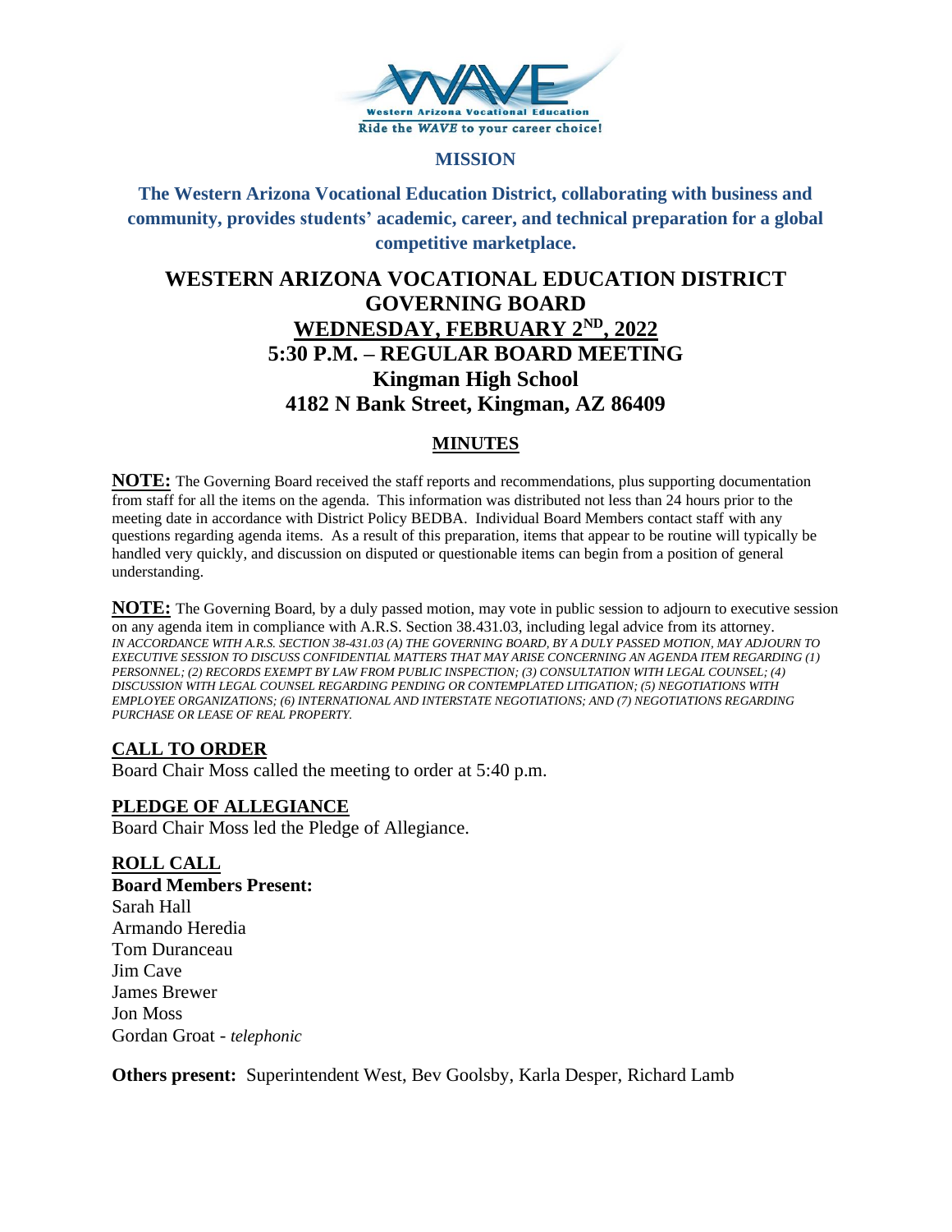**MISSION**

**The Western Arizona Vocational Education District, collaborating with business and community, provides students' academic, career, and technical preparation for a global competitive marketplace.**

# WESTERN ARIZONA VOCATIONAL EDUCATION DISTRICT GOVERNING BOARD

## WEDNESDAY, FEBRUARY 2ND, 2022

## 5:30 P.M. – REGULAR BOARD MEETING

## Kingman High School

## 4182 N Bank Street, Kingman, AZ 86409

## MINUTES

**NOTE:** The Governing Board received the staff reports and recommendations, plus supporting documentation from staff for all the items on the agenda. This information was distributed not less than 24 hours prior to the meeting date in accordance with District Policy BEDBA. Individual Board Members contact staff with any questions regarding agenda items. As a result of this preparation, items that appear to be routine will typically be handled very quickly, and discussion on disputed or questionable items can begin from a position of general understanding.

**NOTE:** The Governing Board, by a duly passed motion, may vote in public session to adjourn to executive session on any agenda item in compliance with A.R.S. Section 38.431.03, including legal advice from its attorney. *IN ACCORDANCE WITH A.R.S. SECTION 38-431.03 (A) THE GOVERNING BOARD, BY A DULY PASSED MOTION, MAY ADJOURN TO EXECUTIVE SESSION TO DISCUSS CONFIDENTIAL MATTERS THAT MAY ARISE CONCERNING AN AGENDA ITEM REGARDING (1) PERSONNEL; (2) RECORDS EXEMPT BY LAW FROM PUBLIC INSPECTION; (3) CONSULTATION WITH LEGAL COUNSEL; (4) DISCUSSION WITH LEGAL COUNSEL REGARDING PENDING OR CONTEMPLATED LITIGATION; (5) NEGOTIATIONS WITH EMPLOYEE ORGANIZATIONS; (6) INTERNATIONAL AND INTERSTATE NEGOTIATIONS; AND (7) NEGOTIATIONS REGARDING PURCHASE OR LEASE OF REAL PROPERTY.*

### CALL TO ORDER

Board Chair Moss called the meeting to order at 5:40 p.m.

### PLEDGE OF ALLEGIANCE

Board Chair Moss led the Pledge of Allegiance.

### ROLL CALL

**Board Members Present:**

Sarah Hall
Armando Heredia
Tom Duranceau
Jim Cave
James Brewer
Jon Moss
Gordan Groat - *telephonic*

**Others present:** Superintendent West, Bev Goolsby, Karla Desper, Richard Lamb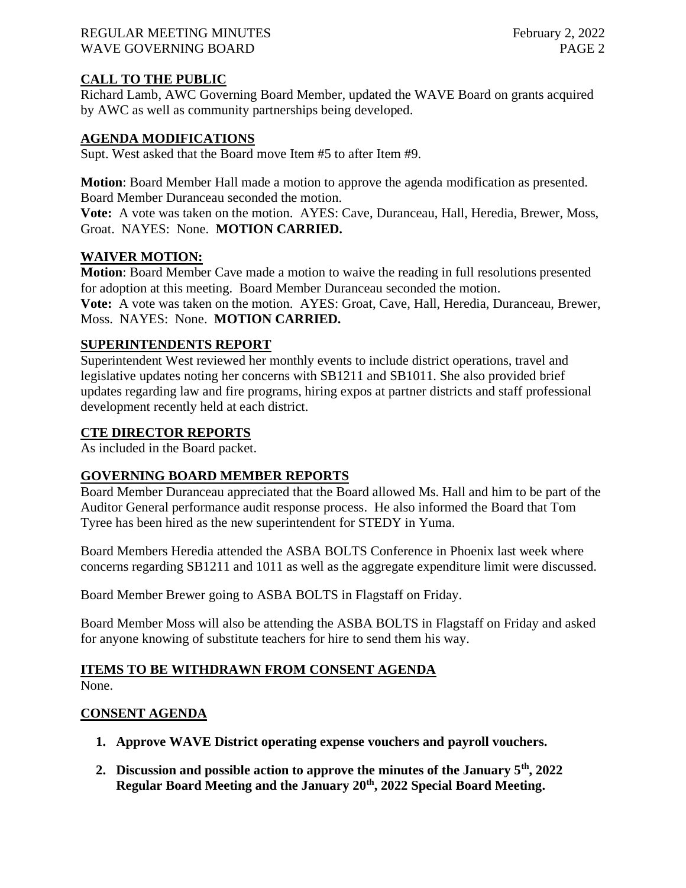## CALL TO THE PUBLIC

Richard Lamb, AWC Governing Board Member, updated the WAVE Board on grants acquired by AWC as well as community partnerships being developed.

## AGENDA MODIFICATIONS

Supt. West asked that the Board move Item #5 to after Item #9.

**Motion**: Board Member Hall made a motion to approve the agenda modification as presented. Board Member Duranceau seconded the motion.
**Vote:** A vote was taken on the motion. AYES: Cave, Duranceau, Hall, Heredia, Brewer, Moss, Groat. NAYES: None. **MOTION CARRIED.**

## WAIVER MOTION:

**Motion**: Board Member Cave made a motion to waive the reading in full resolutions presented for adoption at this meeting. Board Member Duranceau seconded the motion.
**Vote:** A vote was taken on the motion. AYES: Groat, Cave, Hall, Heredia, Duranceau, Brewer, Moss. NAYES: None. **MOTION CARRIED.**

## SUPERINTENDENTS REPORT

Superintendent West reviewed her monthly events to include district operations, travel and legislative updates noting her concerns with SB1211 and SB1011. She also provided brief updates regarding law and fire programs, hiring expos at partner districts and staff professional development recently held at each district.

## CTE DIRECTOR REPORTS

As included in the Board packet.

## GOVERNING BOARD MEMBER REPORTS

Board Member Duranceau appreciated that the Board allowed Ms. Hall and him to be part of the Auditor General performance audit response process. He also informed the Board that Tom Tyree has been hired as the new superintendent for STEDY in Yuma.

Board Members Heredia attended the ASBA BOLTS Conference in Phoenix last week where concerns regarding SB1211 and 1011 as well as the aggregate expenditure limit were discussed.

Board Member Brewer going to ASBA BOLTS in Flagstaff on Friday.

Board Member Moss will also be attending the ASBA BOLTS in Flagstaff on Friday and asked for anyone knowing of substitute teachers for hire to send them his way.

## ITEMS TO BE WITHDRAWN FROM CONSENT AGENDA

None.

## CONSENT AGENDA

1. **Approve WAVE District operating expense vouchers and payroll vouchers.**
2. **Discussion and possible action to approve the minutes of the January 5th, 2022 Regular Board Meeting and the January 20th, 2022 Special Board Meeting.**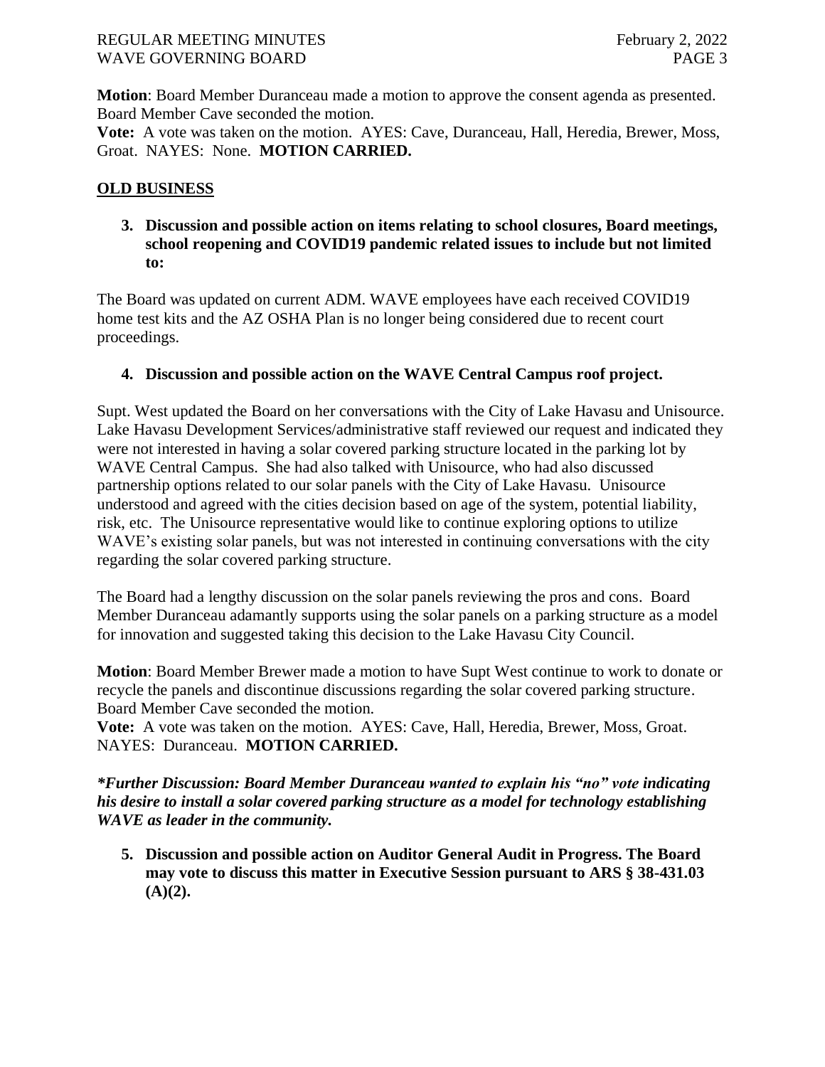**Motion**: Board Member Duranceau made a motion to approve the consent agenda as presented. Board Member Cave seconded the motion.

**Vote:** A vote was taken on the motion. AYES: Cave, Duranceau, Hall, Heredia, Brewer, Moss, Groat. NAYES: None. **MOTION CARRIED.**

## OLD BUSINESS

**3. Discussion and possible action on items relating to school closures, Board meetings, school reopening and COVID19 pandemic related issues to include but not limited to:**

The Board was updated on current ADM. WAVE employees have each received COVID19 home test kits and the AZ OSHA Plan is no longer being considered due to recent court proceedings.

**4. Discussion and possible action on the WAVE Central Campus roof project.**

Supt. West updated the Board on her conversations with the City of Lake Havasu and Unisource. Lake Havasu Development Services/administrative staff reviewed our request and indicated they were not interested in having a solar covered parking structure located in the parking lot by WAVE Central Campus. She had also talked with Unisource, who had also discussed partnership options related to our solar panels with the City of Lake Havasu. Unisource understood and agreed with the cities decision based on age of the system, potential liability, risk, etc. The Unisource representative would like to continue exploring options to utilize WAVE's existing solar panels, but was not interested in continuing conversations with the city regarding the solar covered parking structure.

The Board had a lengthy discussion on the solar panels reviewing the pros and cons. Board Member Duranceau adamantly supports using the solar panels on a parking structure as a model for innovation and suggested taking this decision to the Lake Havasu City Council.

**Motion**: Board Member Brewer made a motion to have Supt West continue to work to donate or recycle the panels and discontinue discussions regarding the solar covered parking structure. Board Member Cave seconded the motion.

**Vote:** A vote was taken on the motion. AYES: Cave, Hall, Heredia, Brewer, Moss, Groat. NAYES: Duranceau. **MOTION CARRIED.**

***\*Further Discussion: Board Member Duranceau wanted to explain his "no" vote indicating his desire to install a solar covered parking structure as a model for technology establishing WAVE as leader in the community.***

**5. Discussion and possible action on Auditor General Audit in Progress. The Board may vote to discuss this matter in Executive Session pursuant to ARS § 38-431.03 (A)(2).**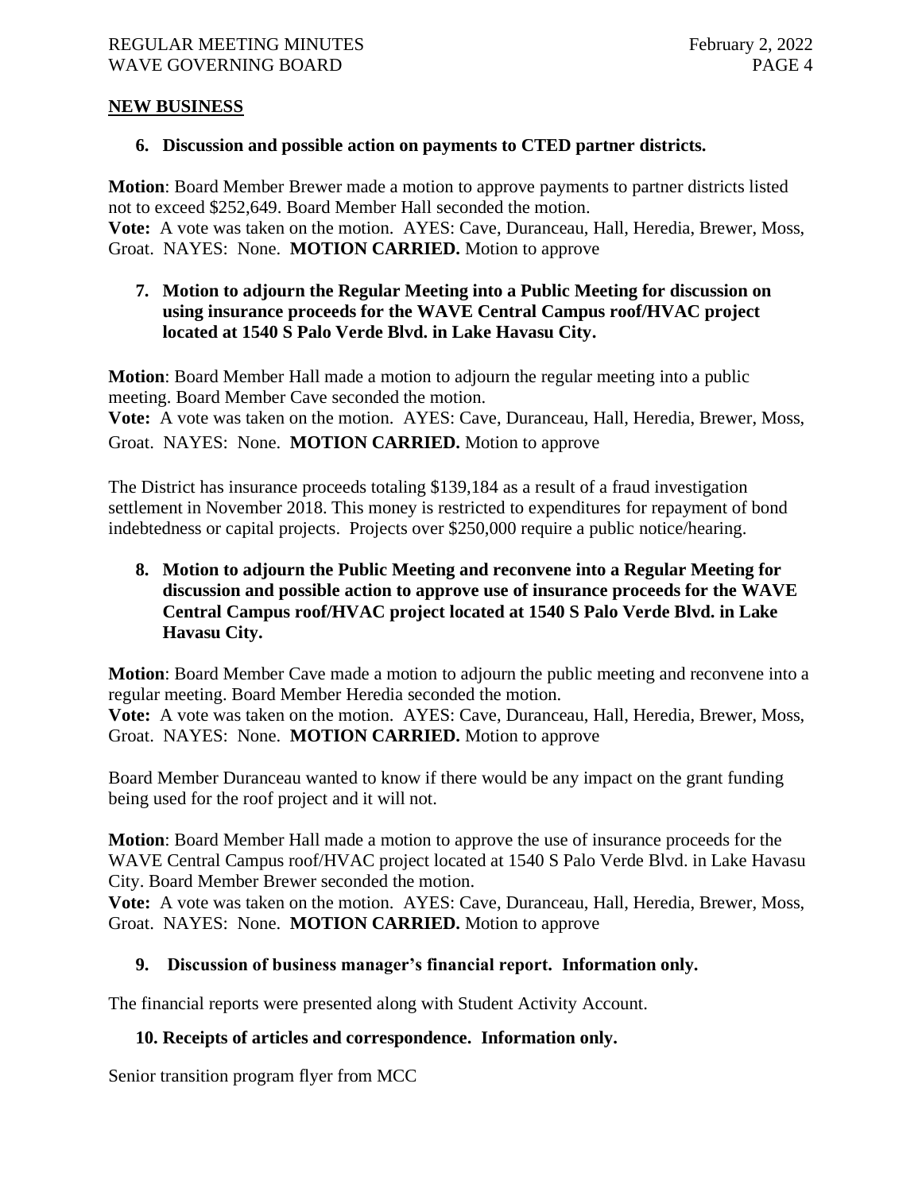## NEW BUSINESS

### 6. Discussion and possible action on payments to CTED partner districts.

**Motion**: Board Member Brewer made a motion to approve payments to partner districts listed not to exceed $252,649. Board Member Hall seconded the motion.
**Vote:** A vote was taken on the motion. AYES: Cave, Duranceau, Hall, Heredia, Brewer, Moss, Groat. NAYES: None. **MOTION CARRIED.** Motion to approve

### 7. Motion to adjourn the Regular Meeting into a Public Meeting for discussion on using insurance proceeds for the WAVE Central Campus roof/HVAC project located at 1540 S Palo Verde Blvd. in Lake Havasu City.

**Motion**: Board Member Hall made a motion to adjourn the regular meeting into a public meeting. Board Member Cave seconded the motion.
**Vote:** A vote was taken on the motion. AYES: Cave, Duranceau, Hall, Heredia, Brewer, Moss, Groat. NAYES: None. **MOTION CARRIED.** Motion to approve

The District has insurance proceeds totaling $139,184 as a result of a fraud investigation settlement in November 2018. This money is restricted to expenditures for repayment of bond indebtedness or capital projects. Projects over $250,000 require a public notice/hearing.

### 8. Motion to adjourn the Public Meeting and reconvene into a Regular Meeting for discussion and possible action to approve use of insurance proceeds for the WAVE Central Campus roof/HVAC project located at 1540 S Palo Verde Blvd. in Lake Havasu City.

**Motion**: Board Member Cave made a motion to adjourn the public meeting and reconvene into a regular meeting. Board Member Heredia seconded the motion.
**Vote:** A vote was taken on the motion. AYES: Cave, Duranceau, Hall, Heredia, Brewer, Moss, Groat. NAYES: None. **MOTION CARRIED.** Motion to approve

Board Member Duranceau wanted to know if there would be any impact on the grant funding being used for the roof project and it will not.

**Motion**: Board Member Hall made a motion to approve the use of insurance proceeds for the WAVE Central Campus roof/HVAC project located at 1540 S Palo Verde Blvd. in Lake Havasu City. Board Member Brewer seconded the motion.
**Vote:** A vote was taken on the motion. AYES: Cave, Duranceau, Hall, Heredia, Brewer, Moss, Groat. NAYES: None. **MOTION CARRIED.** Motion to approve

### 9. Discussion of business manager's financial report. Information only.

The financial reports were presented along with Student Activity Account.

### 10. Receipts of articles and correspondence. Information only.

Senior transition program flyer from MCC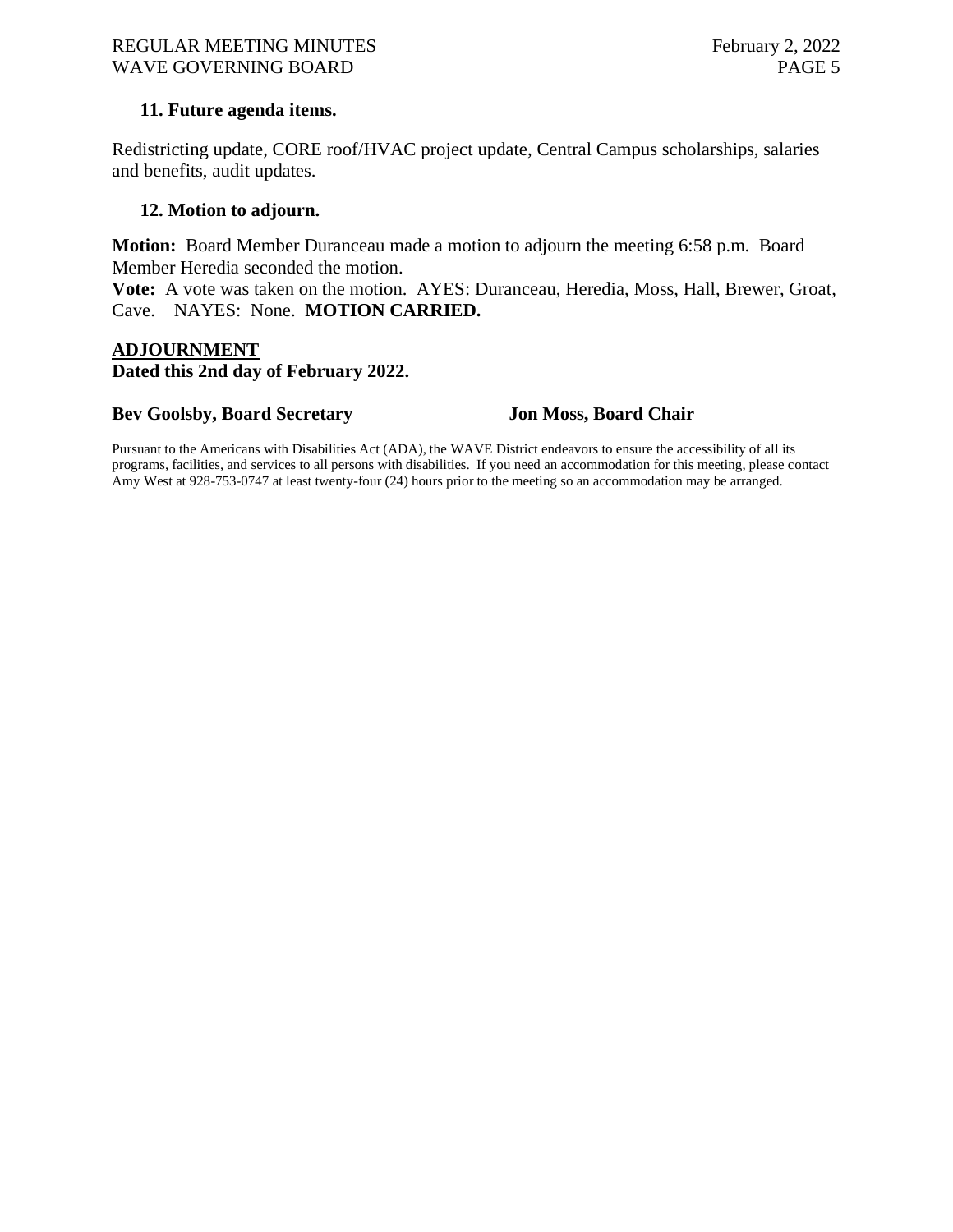### 11. Future agenda items.

Redistricting update, CORE roof/HVAC project update, Central Campus scholarships, salaries and benefits, audit updates.

### 12. Motion to adjourn.

**Motion:** Board Member Duranceau made a motion to adjourn the meeting 6:58 p.m. Board Member Heredia seconded the motion.
**Vote:** A vote was taken on the motion. AYES: Duranceau, Heredia, Moss, Hall, Brewer, Groat, Cave. NAYES: None. **MOTION CARRIED.**

**ADJOURNMENT**
**Dated this 2nd day of February 2022.**

**Bev Goolsby, Board Secretary** **Jon Moss, Board Chair**

Pursuant to the Americans with Disabilities Act (ADA), the WAVE District endeavors to ensure the accessibility of all its programs, facilities, and services to all persons with disabilities. If you need an accommodation for this meeting, please contact Amy West at 928-753-0747 at least twenty-four (24) hours prior to the meeting so an accommodation may be arranged.